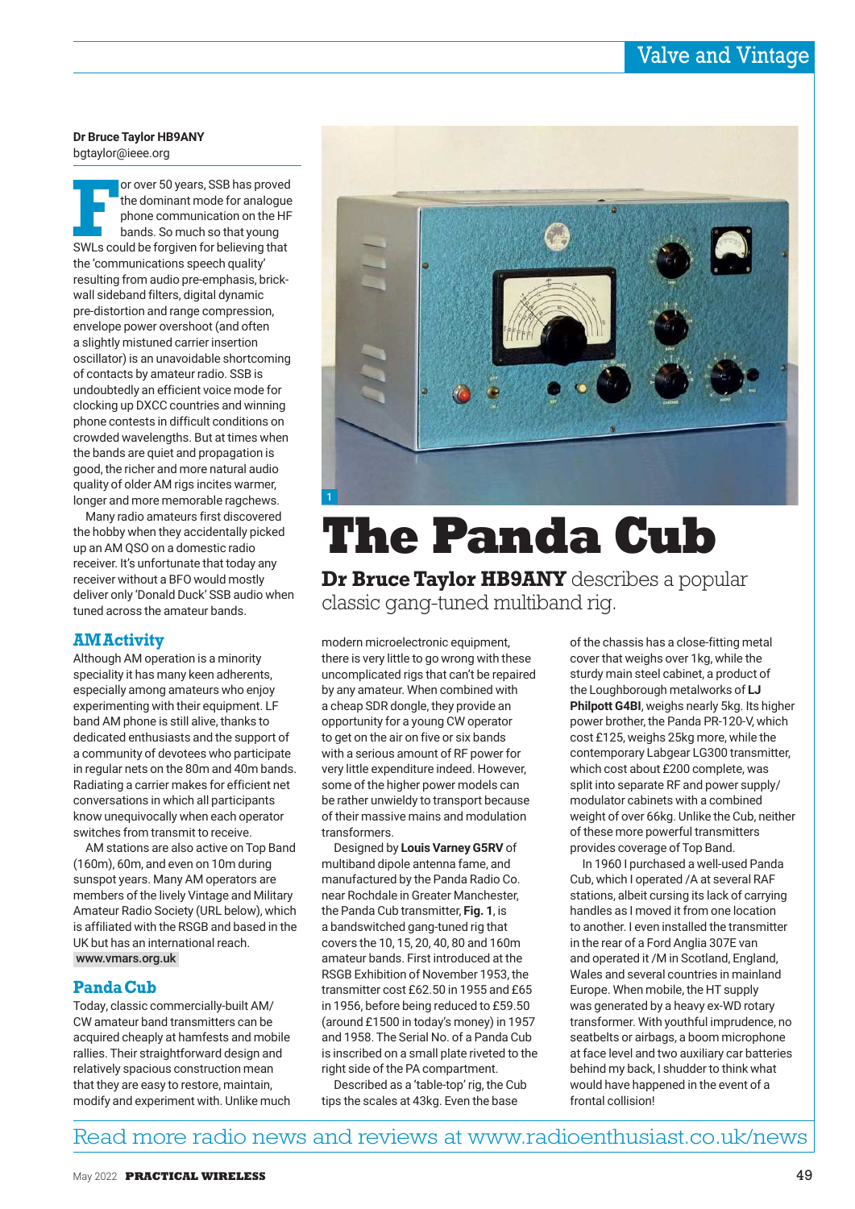# The Panda Cub

**Dr Bruce Taylor HB9ANY** describes a popular classic gang-tuned multiband rig.

**Dr Bruce Taylor HB9ANY**
bgtaylor@ieee.org

For over 50 years, SSB has proved the dominant mode for analogue phone communication on the HF bands. So much so that young SWLs could be forgiven for believing that the 'communications speech quality' resulting from audio pre-emphasis, brick-wall sideband filters, digital dynamic pre-distortion and range compression, envelope power overshoot (and often a slightly mistuned carrier insertion oscillator) is an unavoidable shortcoming of contacts by amateur radio. SSB is undoubtedly an efficient voice mode for clocking up DXCC countries and winning phone contests in difficult conditions on crowded wavelengths. But at times when the bands are quiet and propagation is good, the richer and more natural audio quality of older AM rigs incites warmer, longer and more memorable ragchews.

Many radio amateurs first discovered the hobby when they accidentally picked up an AM QSO on a domestic radio receiver. It's unfortunate that today any receiver without a BFO would mostly deliver only 'Donald Duck' SSB audio when tuned across the amateur bands.

## AM Activity

Although AM operation is a minority speciality it has many keen adherents, especially among amateurs who enjoy experimenting with their equipment. LF band AM phone is still alive, thanks to dedicated enthusiasts and the support of a community of devotees who participate in regular nets on the 80m and 40m bands. Radiating a carrier makes for efficient net conversations in which all participants know unequivocally when each operator switches from transmit to receive.

AM stations are also active on Top Band (160m), 60m, and even on 10m during sunspot years. Many AM operators are members of the lively Vintage and Military Amateur Radio Society (URL below), which is affiliated with the RSGB and based in the UK but has an international reach.

www.vmars.org.uk

## Panda Cub

Today, classic commercially-built AM/CW amateur band transmitters can be acquired cheaply at hamfests and mobile rallies. Their straightforward design and relatively spacious construction mean that they are easy to restore, maintain, modify and experiment with. Unlike much modern microelectronic equipment, there is very little to go wrong with these uncomplicated rigs that can't be repaired by any amateur. When combined with a cheap SDR dongle, they provide an opportunity for a young CW operator to get on the air on five or six bands with a serious amount of RF power for very little expenditure indeed. However, some of the higher power models can be rather unwieldy to transport because of their massive mains and modulation transformers.

Designed by **Louis Varney G5RV** of multiband dipole antenna fame, and manufactured by the Panda Radio Co. near Rochdale in Greater Manchester, the Panda Cub transmitter, **Fig. 1**, is a bandswitched gang-tuned rig that covers the 10, 15, 20, 40, 80 and 160m amateur bands. First introduced at the RSGB Exhibition of November 1953, the transmitter cost £62.50 in 1955 and £65 in 1956, before being reduced to £59.50 (around £1500 in today's money) in 1957 and 1958. The Serial No. of a Panda Cub is inscribed on a small plate riveted to the right side of the PA compartment.

Described as a 'table-top' rig, the Cub tips the scales at 43kg. Even the base of the chassis has a close-fitting metal cover that weighs over 1kg, while the sturdy main steel cabinet, a product of the Loughborough metalworks of **LJ Philpott G4BI**, weighs nearly 5kg. Its higher power brother, the Panda PR-120-V, which cost £125, weighs 25kg more, while the contemporary Labgear LG300 transmitter, which cost about £200 complete, was split into separate RF and power supply/modulator cabinets with a combined weight of over 66kg. Unlike the Cub, neither of these more powerful transmitters provides coverage of Top Band.

In 1960 I purchased a well-used Panda Cub, which I operated /A at several RAF stations, albeit cursing its lack of carrying handles as I moved it from one location to another. I even installed the transmitter in the rear of a Ford Anglia 307E van and operated it /M in Scotland, England, Wales and several countries in mainland Europe. When mobile, the HT supply was generated by a heavy ex-WD rotary transformer. With youthful imprudence, no seatbelts or airbags, a boom microphone at face level and two auxiliary car batteries behind my back, I shudder to think what would have happened in the event of a frontal collision!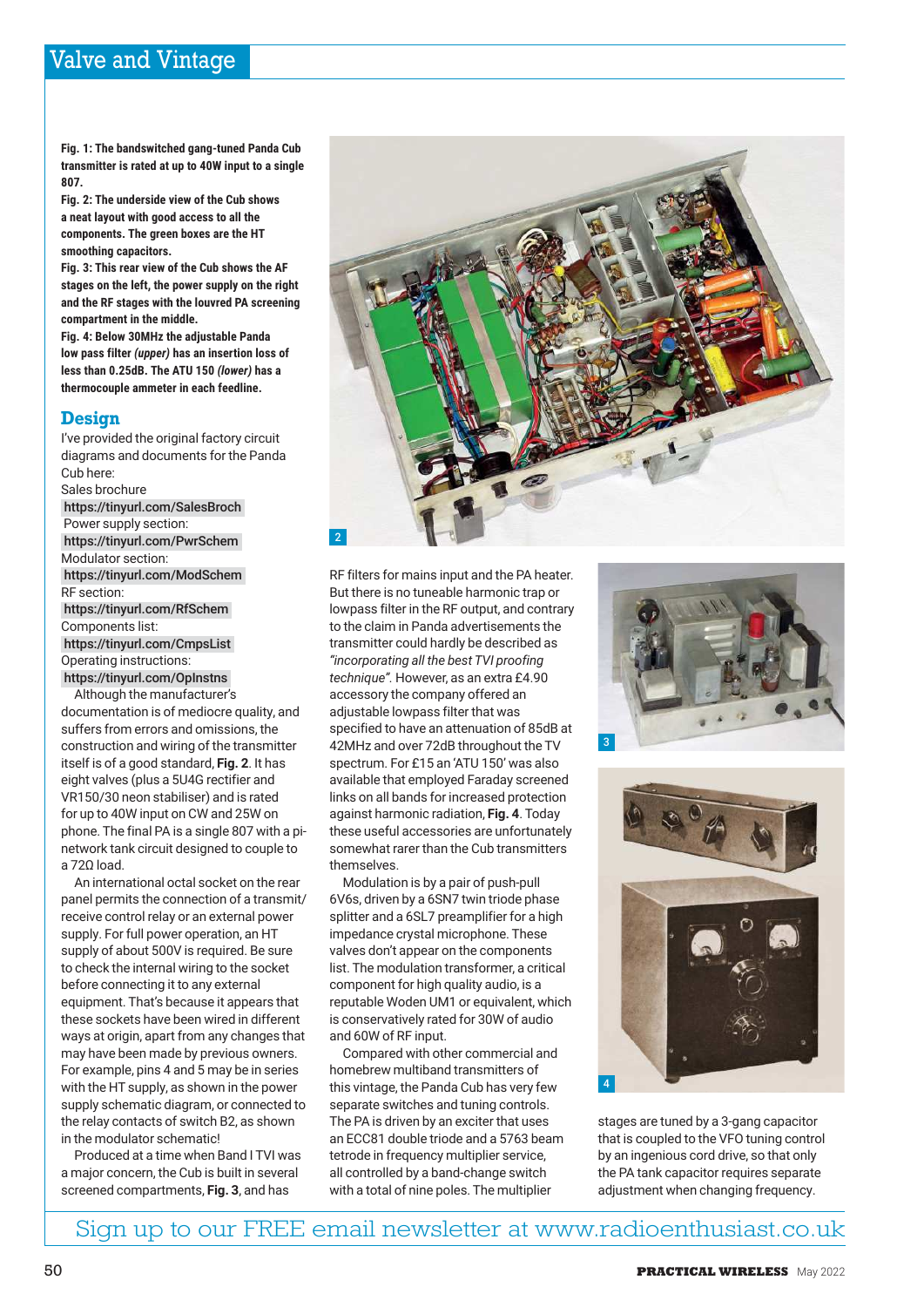**Fig. 1: The bandswitched gang-tuned Panda Cub transmitter is rated at up to 40W input to a single 807.**
**Fig. 2: The underside view of the Cub shows a neat layout with good access to all the components. The green boxes are the HT smoothing capacitors.**
**Fig. 3: This rear view of the Cub shows the AF stages on the left, the power supply on the right and the RF stages with the louvred PA screening compartment in the middle.**
**Fig. 4: Below 30MHz the adjustable Panda low pass filter *(upper)* has an insertion loss of less than 0.25dB. The ATU 150 *(lower)* has a thermocouple ammeter in each feedline.**

## Design

I've provided the original factory circuit diagrams and documents for the Panda Cub here:

Sales brochure
https://tinyurl.com/SalesBroch
Power supply section:
https://tinyurl.com/PwrSchem
Modulator section:
https://tinyurl.com/ModSchem
RF section:
https://tinyurl.com/RfSchem
Components list:
https://tinyurl.com/CmpsList
Operating instructions:
https://tinyurl.com/OpInstns

Although the manufacturer's documentation is of mediocre quality, and suffers from errors and omissions, the construction and wiring of the transmitter itself is of a good standard, **Fig. 2**. It has eight valves (plus a 5U4G rectifier and VR150/30 neon stabiliser) and is rated for up to 40W input on CW and 25W on phone. The final PA is a single 807 with a pi-network tank circuit designed to couple to a 72Ω load.

An international octal socket on the rear panel permits the connection of a transmit/receive control relay or an external power supply. For full power operation, an HT supply of about 500V is required. Be sure to check the internal wiring to the socket before connecting it to any external equipment. That's because it appears that these sockets have been wired in different ways at origin, apart from any changes that may have been made by previous owners. For example, pins 4 and 5 may be in series with the HT supply, as shown in the power supply schematic diagram, or connected to the relay contacts of switch B2, as shown in the modulator schematic!

Produced at a time when Band I TVI was a major concern, the Cub is built in several screened compartments, **Fig. 3**, and has RF filters for mains input and the PA heater. But there is no tuneable harmonic trap or lowpass filter in the RF output, and contrary to the claim in Panda advertisements the transmitter could hardly be described as *"incorporating all the best TVI proofing technique"*. However, as an extra £4.90 accessory the company offered an adjustable lowpass filter that was specified to have an attenuation of 85dB at 42MHz and over 72dB throughout the TV spectrum. For £15 an 'ATU 150' was also available that employed Faraday screened links on all bands for increased protection against harmonic radiation, **Fig. 4**. Today these useful accessories are unfortunately somewhat rarer than the Cub transmitters themselves.

Modulation is by a pair of push-pull 6V6s, driven by a 6SN7 twin triode phase splitter and a 6SL7 preamplifier for a high impedance crystal microphone. These valves don't appear on the components list. The modulation transformer, a critical component for high quality audio, is a reputable Woden UM1 or equivalent, which is conservatively rated for 30W of audio and 60W of RF input.

Compared with other commercial and homebrew multiband transmitters of this vintage, the Panda Cub has very few separate switches and tuning controls. The PA is driven by an exciter that uses an ECC81 double triode and a 5763 beam tetrode in frequency multiplier service, all controlled by a band-change switch with a total of nine poles. The multiplier stages are tuned by a 3-gang capacitor that is coupled to the VFO tuning control by an ingenious cord drive, so that only the PA tank capacitor requires separate adjustment when changing frequency.

Sign up to our FREE email newsletter at www.radioenthusiast.co.uk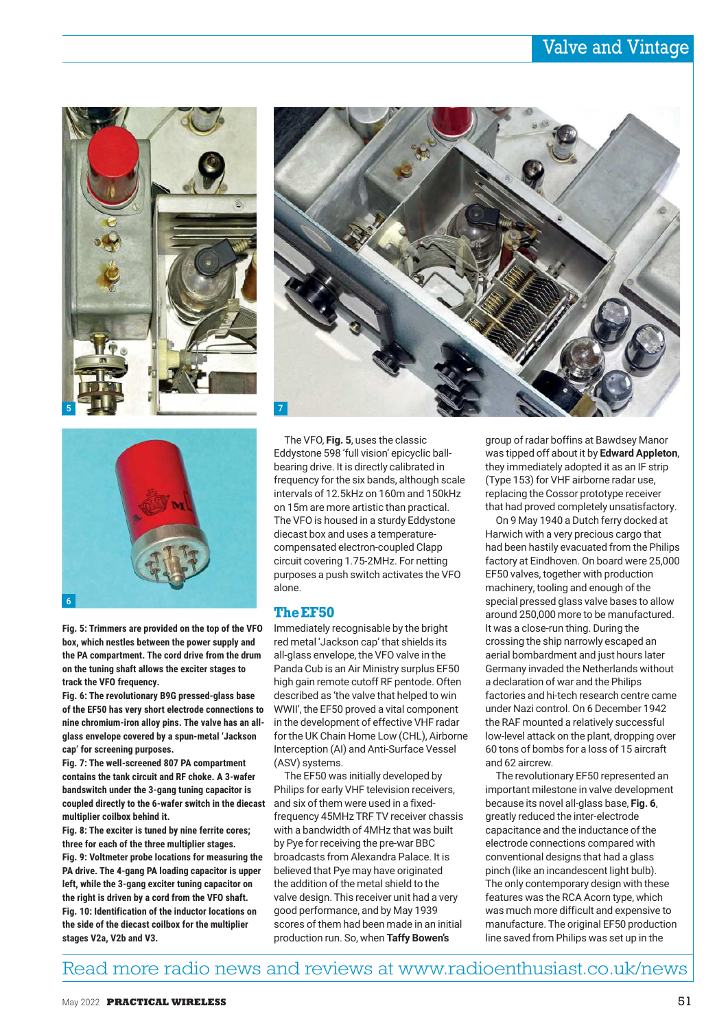Fig. 5: Trimmers are provided on the top of the VFO box, which nestles between the power supply and the PA compartment. The cord drive from the drum on the tuning shaft allows the exciter stages to track the VFO frequency.

Fig. 6: The revolutionary B9G pressed-glass base of the EF50 has very short electrode connections to nine chromium-iron alloy pins. The valve has an all-glass envelope covered by a spun-metal 'Jackson cap' for screening purposes.

Fig. 7: The well-screened 807 PA compartment contains the tank circuit and RF choke. A 3-wafer bandswitch under the 3-gang tuning capacitor is coupled directly to the 6-wafer switch in the diecast multiplier coilbox behind it.

Fig. 8: The exciter is tuned by nine ferrite cores; three for each of the three multiplier stages.

Fig. 9: Voltmeter probe locations for measuring the PA drive. The 4-gang PA loading capacitor is upper left, while the 3-gang exciter tuning capacitor on the right is driven by a cord from the VFO shaft.

Fig. 10: Identification of the inductor locations on the side of the diecast coilbox for the multiplier stages V2a, V2b and V3.

The VFO, **Fig. 5**, uses the classic Eddystone 598 'full vision' epicyclic ball-bearing drive. It is directly calibrated in frequency for the six bands, although scale intervals of 12.5kHz on 160m and 150kHz on 15m are more artistic than practical. The VFO is housed in a sturdy Eddystone diecast box and uses a temperature-compensated electron-coupled Clapp circuit covering 1.75-2MHz. For netting purposes a push switch activates the VFO alone.

## The EF50

Immediately recognisable by the bright red metal 'Jackson cap' that shields its all-glass envelope, the VFO valve in the Panda Cub is an Air Ministry surplus EF50 high gain remote cutoff RF pentode. Often described as 'the valve that helped to win WWII', the EF50 proved a vital component in the development of effective VHF radar for the UK Chain Home Low (CHL), Airborne Interception (AI) and Anti-Surface Vessel (ASV) systems.

The EF50 was initially developed by Philips for early VHF television receivers, and six of them were used in a fixed-frequency 45MHz TRF TV receiver chassis with a bandwidth of 4MHz that was built by Pye for receiving the pre-war BBC broadcasts from Alexandra Palace. It is believed that Pye may have originated the addition of the metal shield to the valve design. This receiver unit had a very good performance, and by May 1939 scores of them had been made in an initial production run. So, when **Taffy Bowen's** group of radar boffins at Bawdsey Manor was tipped off about it by **Edward Appleton**, they immediately adopted it as an IF strip (Type 153) for VHF airborne radar use, replacing the Cossor prototype receiver that had proved completely unsatisfactory.

On 9 May 1940 a Dutch ferry docked at Harwich with a very precious cargo that had been hastily evacuated from the Philips factory at Eindhoven. On board were 25,000 EF50 valves, together with production machinery, tooling and enough of the special pressed glass valve bases to allow around 250,000 more to be manufactured. It was a close-run thing. During the crossing the ship narrowly escaped an aerial bombardment and just hours later Germany invaded the Netherlands without a declaration of war and the Philips factories and hi-tech research centre came under Nazi control. On 6 December 1942 the RAF mounted a relatively successful low-level attack on the plant, dropping over 60 tons of bombs for a loss of 15 aircraft and 62 aircrew.

The revolutionary EF50 represented an important milestone in valve development because its novel all-glass base, **Fig. 6**, greatly reduced the inter-electrode capacitance and the inductance of the electrode connections compared with conventional designs that had a glass pinch (like an incandescent light bulb). The only contemporary design with these features was the RCA Acorn type, which was much more difficult and expensive to manufacture. The original EF50 production line saved from Philips was set up in the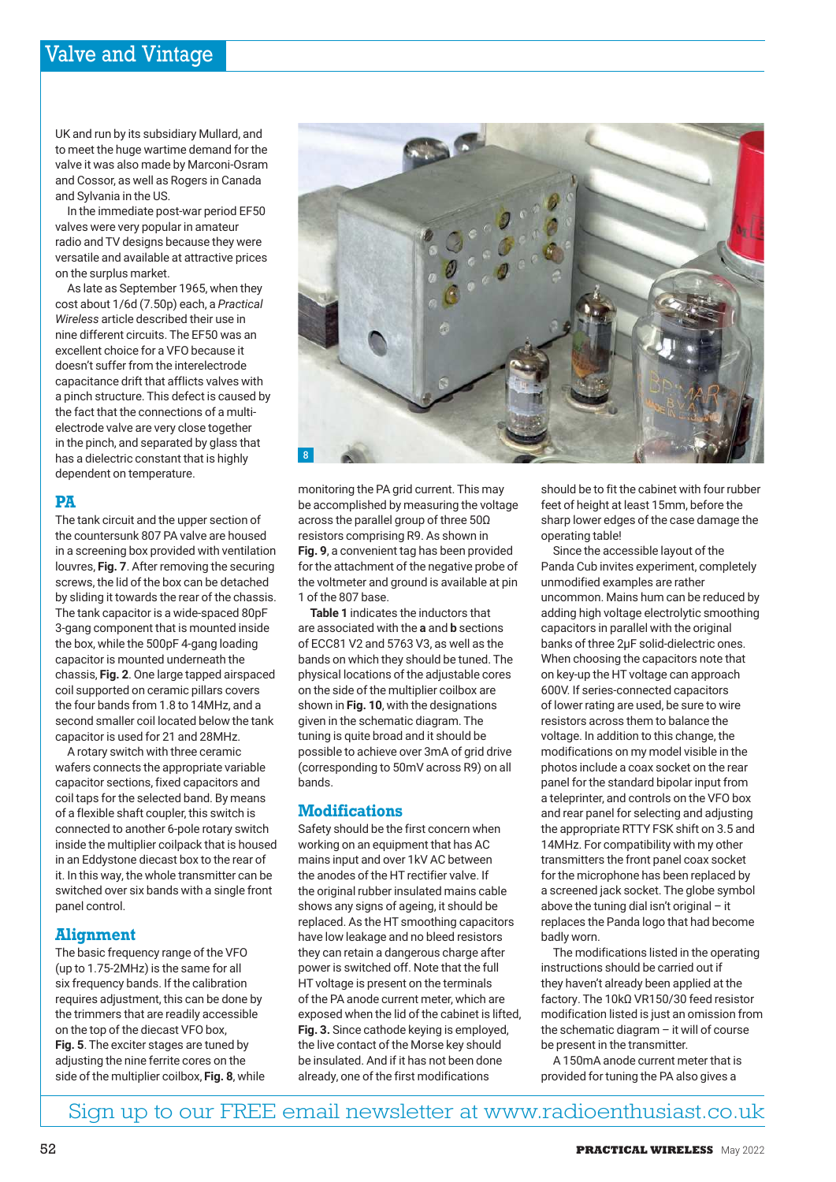UK and run by its subsidiary Mullard, and to meet the huge wartime demand for the valve it was also made by Marconi-Osram and Cossor, as well as Rogers in Canada and Sylvania in the US.

In the immediate post-war period EF50 valves were very popular in amateur radio and TV designs because they were versatile and available at attractive prices on the surplus market.

As late as September 1965, when they cost about 1/6d (7.50p) each, a *Practical Wireless* article described their use in nine different circuits. The EF50 was an excellent choice for a VFO because it doesn't suffer from the interelectrode capacitance drift that afflicts valves with a pinch structure. This defect is caused by the fact that the connections of a multi-electrode valve are very close together in the pinch, and separated by glass that has a dielectric constant that is highly dependent on temperature.

## PA

The tank circuit and the upper section of the countersunk 807 PA valve are housed in a screening box provided with ventilation louvres, **Fig. 7**. After removing the securing screws, the lid of the box can be detached by sliding it towards the rear of the chassis. The tank capacitor is a wide-spaced 80pF 3-gang component that is mounted inside the box, while the 500pF 4-gang loading capacitor is mounted underneath the chassis, **Fig. 2**. One large tapped airspaced coil supported on ceramic pillars covers the four bands from 1.8 to 14MHz, and a second smaller coil located below the tank capacitor is used for 21 and 28MHz.

A rotary switch with three ceramic wafers connects the appropriate variable capacitor sections, fixed capacitors and coil taps for the selected band. By means of a flexible shaft coupler, this switch is connected to another 6-pole rotary switch inside the multiplier coilpack that is housed in an Eddystone diecast box to the rear of it. In this way, the whole transmitter can be switched over six bands with a single front panel control.

## Alignment

The basic frequency range of the VFO (up to 1.75-2MHz) is the same for all six frequency bands. If the calibration requires adjustment, this can be done by the trimmers that are readily accessible on the top of the diecast VFO box, **Fig. 5**. The exciter stages are tuned by adjusting the nine ferrite cores on the side of the multiplier coilbox, **Fig. 8**, while monitoring the PA grid current. This may be accomplished by measuring the voltage across the parallel group of three 50Ω resistors comprising R9. As shown in **Fig. 9**, a convenient tag has been provided for the attachment of the negative probe of the voltmeter and ground is available at pin 1 of the 807 base.

**Table 1** indicates the inductors that are associated with the **a** and **b** sections of ECC81 V2 and 5763 V3, as well as the bands on which they should be tuned. The physical locations of the adjustable cores on the side of the multiplier coilbox are shown in **Fig. 10**, with the designations given in the schematic diagram. The tuning is quite broad and it should be possible to achieve over 3mA of grid drive (corresponding to 50mV across R9) on all bands.

## Modifications

Safety should be the first concern when working on an equipment that has AC mains input and over 1kV AC between the anodes of the HT rectifier valve. If the original rubber insulated mains cable shows any signs of ageing, it should be replaced. As the HT smoothing capacitors have low leakage and no bleed resistors they can retain a dangerous charge after power is switched off. Note that the full HT voltage is present on the terminals of the PA anode current meter, which are exposed when the lid of the cabinet is lifted, **Fig. 3.** Since cathode keying is employed, the live contact of the Morse key should be insulated. And if it has not been done already, one of the first modifications should be to fit the cabinet with four rubber feet of height at least 15mm, before the sharp lower edges of the case damage the operating table!

Since the accessible layout of the Panda Cub invites experiment, completely unmodified examples are rather uncommon. Mains hum can be reduced by adding high voltage electrolytic smoothing capacitors in parallel with the original banks of three 2µF solid-dielectric ones. When choosing the capacitors note that on key-up the HT voltage can approach 600V. If series-connected capacitors of lower rating are used, be sure to wire resistors across them to balance the voltage. In addition to this change, the modifications on my model visible in the photos include a coax socket on the rear panel for the standard bipolar input from a teleprinter, and controls on the VFO box and rear panel for selecting and adjusting the appropriate RTTY FSK shift on 3.5 and 14MHz. For compatibility with my other transmitters the front panel coax socket for the microphone has been replaced by a screened jack socket. The globe symbol above the tuning dial isn't original – it replaces the Panda logo that had become badly worn.

The modifications listed in the operating instructions should be carried out if they haven't already been applied at the factory. The 10kΩ VR150/30 feed resistor modification listed is just an omission from the schematic diagram – it will of course be present in the transmitter.

A 150mA anode current meter that is provided for tuning the PA also gives a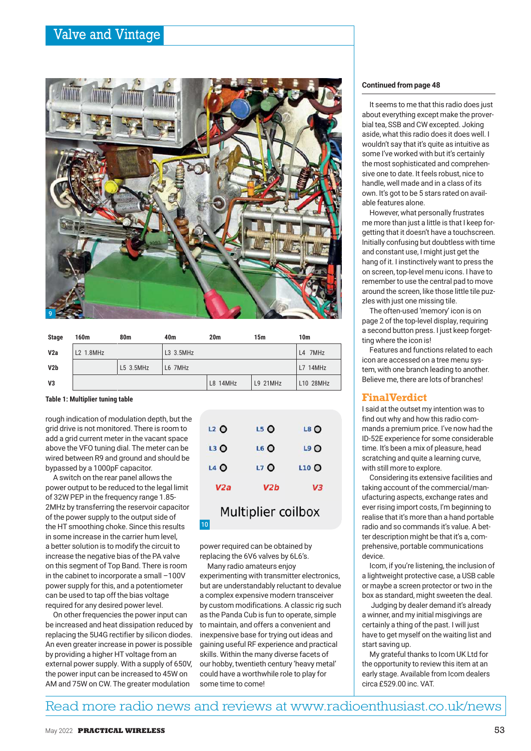| Stage | 160m | 80m | 40m | 20m | 15m | 10m |
|---|---|---|---|---|---|---|
| V2a | L2 1.8MHz | | L3 3.5MHz | | | L4 7MHz |
| V2b | | L5 3.5MHz | L6 7MHz | | | L7 14MHz |
| V3 | | | | L8 14MHz | L9 21MHz | L10 28MHz |

**Table 1: Multiplier tuning table**

rough indication of modulation depth, but the grid drive is not monitored. There is room to add a grid current meter in the vacant space above the VFO tuning dial. The meter can be wired between R9 and ground and should be bypassed by a 1000pF capacitor.

A switch on the rear panel allows the power output to be reduced to the legal limit of 32W PEP in the frequency range 1.85-2MHz by transferring the reservoir capacitor of the power supply to the output side of the HT smoothing choke. Since this results in some increase in the carrier hum level, a better solution is to modify the circuit to increase the negative bias of the PA valve on this segment of Top Band. There is room in the cabinet to incorporate a small –100V power supply for this, and a potentiometer can be used to tap off the bias voltage required for any desired power level.

On other frequencies the power input can be increased and heat dissipation reduced by replacing the 5U4G rectifier by silicon diodes. An even greater increase in power is possible by providing a higher HT voltage from an external power supply. With a supply of 650V, the power input can be increased to 45W on AM and 75W on CW. The greater modulation power required can be obtained by replacing the 6V6 valves by 6L6's.

Many radio amateurs enjoy experimenting with transmitter electronics, but are understandably reluctant to devalue a complex expensive modern transceiver by custom modifications. A classic rig such as the Panda Cub is fun to operate, simple to maintain, and offers a convenient and inexpensive base for trying out ideas and gaining useful RF experience and practical skills. Within the many diverse facets of our hobby, twentieth century 'heavy metal' could have a worthwhile role to play for some time to come!

**Continued from page 48**

It seems to me that this radio does just about everything except make the proverbial tea, SSB and CW excepted. Joking aside, what this radio does it does well. I wouldn't say that it's quite as intuitive as some I've worked with but it's certainly the most sophisticated and comprehensive one to date. It feels robust, nice to handle, well made and in a class of its own. It's got to be 5 stars rated on available features alone.

However, what personally frustrates me more than just a little is that I keep forgetting that it doesn't have a touchscreen. Initially confusing but doubtless with time and constant use, I might just get the hang of it. I instinctively want to press the on screen, top-level menu icons. I have to remember to use the central pad to move around the screen, like those little tile puzzles with just one missing tile.

The often-used 'memory' icon is on page 2 of the top-level display, requiring a second button press. I just keep forgetting where the icon is!

Features and functions related to each icon are accessed on a tree menu system, with one branch leading to another. Believe me, there are lots of branches!

## FinalVerdict

I said at the outset my intention was to find out why and how this radio commands a premium price. I've now had the ID-52E experience for some considerable time. It's been a mix of pleasure, head scratching and quite a learning curve, with still more to explore.

Considering its extensive facilities and taking account of the commercial/manufacturing aspects, exchange rates and ever rising import costs, I'm beginning to realise that it's more than a hand portable radio and so commands it's value. A better description might be that it's a, comprehensive, portable communications device.

Icom, if you're listening, the inclusion of a lightweight protective case, a USB cable or maybe a screen protector or two in the box as standard, might sweeten the deal.

Judging by dealer demand it's already a winner, and my initial misgivings are certainly a thing of the past. I will just have to get myself on the waiting list and start saving up.

My grateful thanks to Icom UK Ltd for the opportunity to review this item at an early stage. Available from Icom dealers circa £529.00 inc. VAT.

Read more radio news and reviews at www.radioenthusiast.co.uk/news